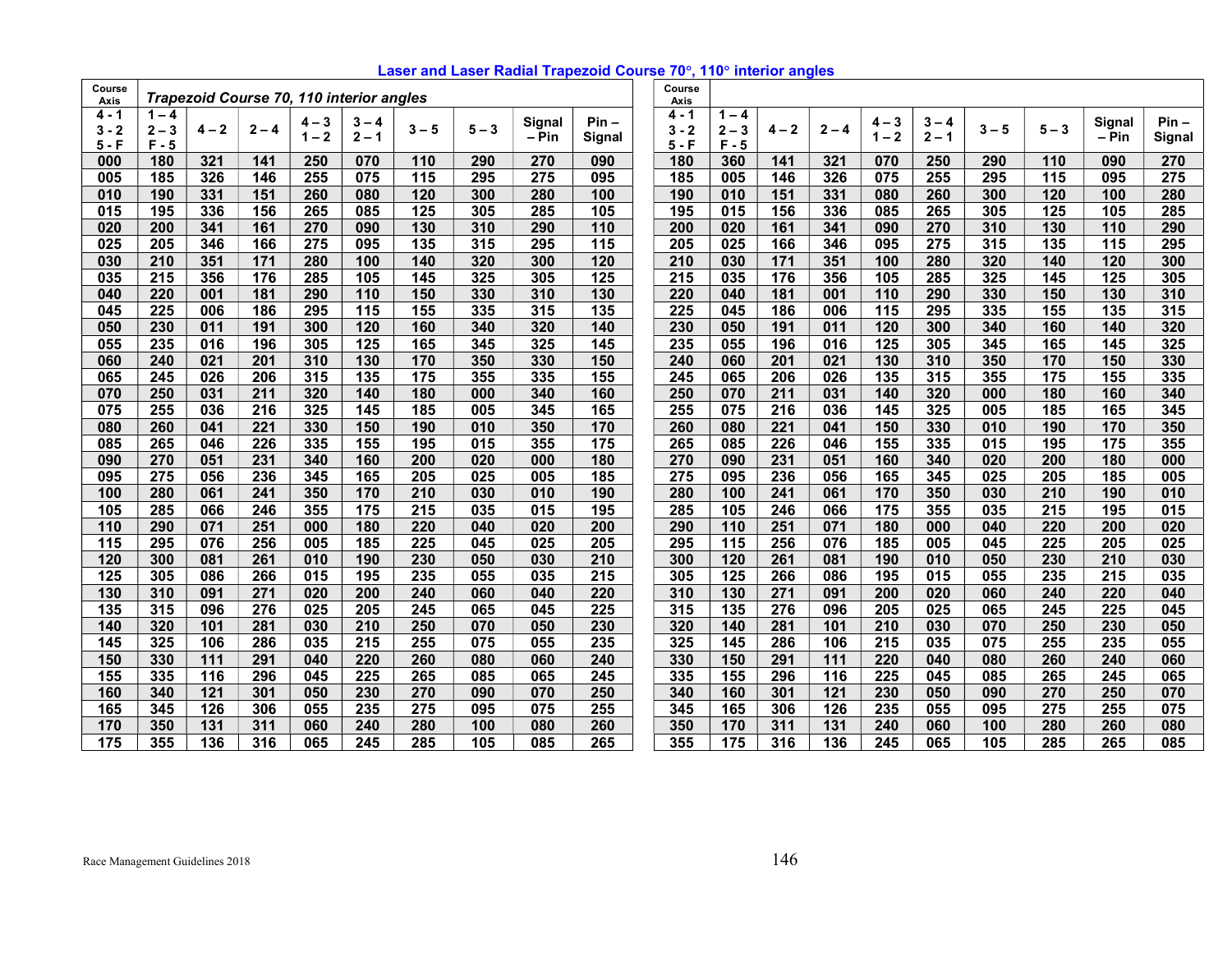## Laser and Laser Radial Trapezoid Course 70°, 110° interior angles

| Course Axis | *Trapezoid Course 70, 110 interior angles* | | | | | | | | |
|---|---|---|---|---|---|---|---|---|---|
| 4 - 1<br>3 - 2<br>5 - F | 1 – 4<br>2 – 3<br>F - 5 | 4 – 2 | 2 – 4 | 4 – 3<br>1 – 2 | 3 – 4<br>2 – 1 | 3 – 5 | 5 – 3 | Signal – Pin | Pin – Signal |
| 000 | 180 | 321 | 141 | 250 | 070 | 110 | 290 | 270 | 090 |
| 005 | 185 | 326 | 146 | 255 | 075 | 115 | 295 | 275 | 095 |
| 010 | 190 | 331 | 151 | 260 | 080 | 120 | 300 | 280 | 100 |
| 015 | 195 | 336 | 156 | 265 | 085 | 125 | 305 | 285 | 105 |
| 020 | 200 | 341 | 161 | 270 | 090 | 130 | 310 | 290 | 110 |
| 025 | 205 | 346 | 166 | 275 | 095 | 135 | 315 | 295 | 115 |
| 030 | 210 | 351 | 171 | 280 | 100 | 140 | 320 | 300 | 120 |
| 035 | 215 | 356 | 176 | 285 | 105 | 145 | 325 | 305 | 125 |
| 040 | 220 | 001 | 181 | 290 | 110 | 150 | 330 | 310 | 130 |
| 045 | 225 | 006 | 186 | 295 | 115 | 155 | 335 | 315 | 135 |
| 050 | 230 | 011 | 191 | 300 | 120 | 160 | 340 | 320 | 140 |
| 055 | 235 | 016 | 196 | 305 | 125 | 165 | 345 | 325 | 145 |
| 060 | 240 | 021 | 201 | 310 | 130 | 170 | 350 | 330 | 150 |
| 065 | 245 | 026 | 206 | 315 | 135 | 175 | 355 | 335 | 155 |
| 070 | 250 | 031 | 211 | 320 | 140 | 180 | 000 | 340 | 160 |
| 075 | 255 | 036 | 216 | 325 | 145 | 185 | 005 | 345 | 165 |
| 080 | 260 | 041 | 221 | 330 | 150 | 190 | 010 | 350 | 170 |
| 085 | 265 | 046 | 226 | 335 | 155 | 195 | 015 | 355 | 175 |
| 090 | 270 | 051 | 231 | 340 | 160 | 200 | 020 | 000 | 180 |
| 095 | 275 | 056 | 236 | 345 | 165 | 205 | 025 | 005 | 185 |
| 100 | 280 | 061 | 241 | 350 | 170 | 210 | 030 | 010 | 190 |
| 105 | 285 | 066 | 246 | 355 | 175 | 215 | 035 | 015 | 195 |
| 110 | 290 | 071 | 251 | 000 | 180 | 220 | 040 | 020 | 200 |
| 115 | 295 | 076 | 256 | 005 | 185 | 225 | 045 | 025 | 205 |
| 120 | 300 | 081 | 261 | 010 | 190 | 230 | 050 | 030 | 210 |
| 125 | 305 | 086 | 266 | 015 | 195 | 235 | 055 | 035 | 215 |
| 130 | 310 | 091 | 271 | 020 | 200 | 240 | 060 | 040 | 220 |
| 135 | 315 | 096 | 276 | 025 | 205 | 245 | 065 | 045 | 225 |
| 140 | 320 | 101 | 281 | 030 | 210 | 250 | 070 | 050 | 230 |
| 145 | 325 | 106 | 286 | 035 | 215 | 255 | 075 | 055 | 235 |
| 150 | 330 | 111 | 291 | 040 | 220 | 260 | 080 | 060 | 240 |
| 155 | 335 | 116 | 296 | 045 | 225 | 265 | 085 | 065 | 245 |
| 160 | 340 | 121 | 301 | 050 | 230 | 270 | 090 | 070 | 250 |
| 165 | 345 | 126 | 306 | 055 | 235 | 275 | 095 | 075 | 255 |
| 170 | 350 | 131 | 311 | 060 | 240 | 280 | 100 | 080 | 260 |
| 175 | 355 | 136 | 316 | 065 | 245 | 285 | 105 | 085 | 265 |

| Course Axis | | | | | | | | | |
|---|---|---|---|---|---|---|---|---|---|
| 4 - 1<br>3 - 2<br>5 - F | 1 – 4<br>2 – 3<br>F - 5 | 4 – 2 | 2 – 4 | 4 – 3<br>1 – 2 | 3 – 4<br>2 – 1 | 3 – 5 | 5 – 3 | Signal – Pin | Pin – Signal |
| 180 | 360 | 141 | 321 | 070 | 250 | 290 | 110 | 090 | 270 |
| 185 | 005 | 146 | 326 | 075 | 255 | 295 | 115 | 095 | 275 |
| 190 | 010 | 151 | 331 | 080 | 260 | 300 | 120 | 100 | 280 |
| 195 | 015 | 156 | 336 | 085 | 265 | 305 | 125 | 105 | 285 |
| 200 | 020 | 161 | 341 | 090 | 270 | 310 | 130 | 110 | 290 |
| 205 | 025 | 166 | 346 | 095 | 275 | 315 | 135 | 115 | 295 |
| 210 | 030 | 171 | 351 | 100 | 280 | 320 | 140 | 120 | 300 |
| 215 | 035 | 176 | 356 | 105 | 285 | 325 | 145 | 125 | 305 |
| 220 | 040 | 181 | 001 | 110 | 290 | 330 | 150 | 130 | 310 |
| 225 | 045 | 186 | 006 | 115 | 295 | 335 | 155 | 135 | 315 |
| 230 | 050 | 191 | 011 | 120 | 300 | 340 | 160 | 140 | 320 |
| 235 | 055 | 196 | 016 | 125 | 305 | 345 | 165 | 145 | 325 |
| 240 | 060 | 201 | 021 | 130 | 310 | 350 | 170 | 150 | 330 |
| 245 | 065 | 206 | 026 | 135 | 315 | 355 | 175 | 155 | 335 |
| 250 | 070 | 211 | 031 | 140 | 320 | 000 | 180 | 160 | 340 |
| 255 | 075 | 216 | 036 | 145 | 325 | 005 | 185 | 165 | 345 |
| 260 | 080 | 221 | 041 | 150 | 330 | 010 | 190 | 170 | 350 |
| 265 | 085 | 226 | 046 | 155 | 335 | 015 | 195 | 175 | 355 |
| 270 | 090 | 231 | 051 | 160 | 340 | 020 | 200 | 180 | 000 |
| 275 | 095 | 236 | 056 | 165 | 345 | 025 | 205 | 185 | 005 |
| 280 | 100 | 241 | 061 | 170 | 350 | 030 | 210 | 190 | 010 |
| 285 | 105 | 246 | 066 | 175 | 355 | 035 | 215 | 195 | 015 |
| 290 | 110 | 251 | 071 | 180 | 000 | 040 | 220 | 200 | 020 |
| 295 | 115 | 256 | 076 | 185 | 005 | 045 | 225 | 205 | 025 |
| 300 | 120 | 261 | 081 | 190 | 010 | 050 | 230 | 210 | 030 |
| 305 | 125 | 266 | 086 | 195 | 015 | 055 | 235 | 215 | 035 |
| 310 | 130 | 271 | 091 | 200 | 020 | 060 | 240 | 220 | 040 |
| 315 | 135 | 276 | 096 | 205 | 025 | 065 | 245 | 225 | 045 |
| 320 | 140 | 281 | 101 | 210 | 030 | 070 | 250 | 230 | 050 |
| 325 | 145 | 286 | 106 | 215 | 035 | 075 | 255 | 235 | 055 |
| 330 | 150 | 291 | 111 | 220 | 040 | 080 | 260 | 240 | 060 |
| 335 | 155 | 296 | 116 | 225 | 045 | 085 | 265 | 245 | 065 |
| 340 | 160 | 301 | 121 | 230 | 050 | 090 | 270 | 250 | 070 |
| 345 | 165 | 306 | 126 | 235 | 055 | 095 | 275 | 255 | 075 |
| 350 | 170 | 311 | 131 | 240 | 060 | 100 | 280 | 260 | 080 |
| 355 | 175 | 316 | 136 | 245 | 065 | 105 | 285 | 265 | 085 |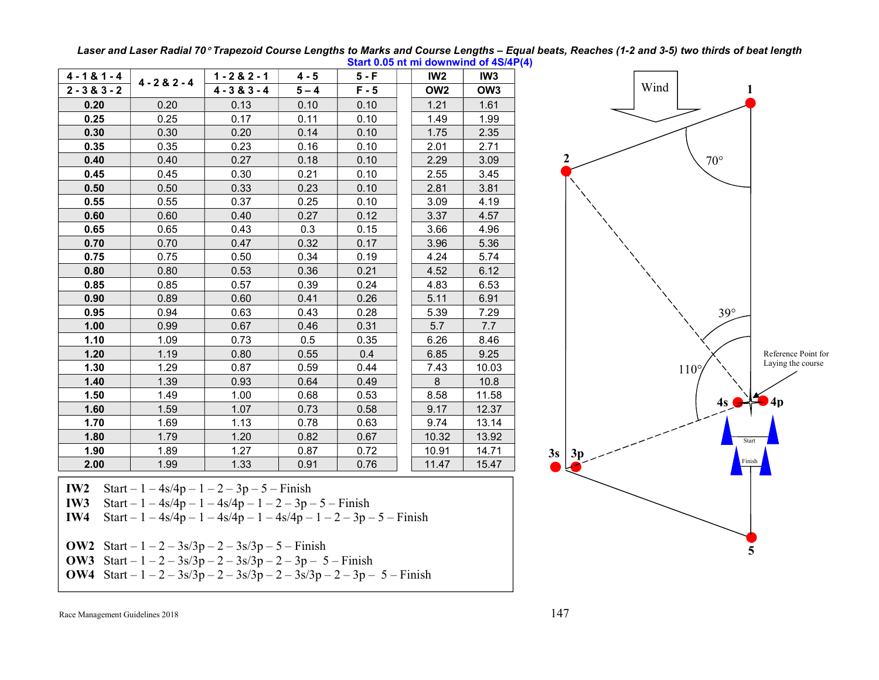***Laser and Laser Radial 70° Trapezoid Course Lengths to Marks and Course Lengths – Equal beats, Reaches (1-2 and 3-5) two thirds of beat length***

**Start 0.05 nt mi downwind of 4S/4P(4)**

| 4 - 1 & 1 - 4 | 4 - 2 & 2 - 4 | 1 - 2 & 2 - 1 | 4 - 5 | 5 - F | IW2 | IW3 |
|---|---|---|---|---|---|---|
| **2 - 3 & 3 - 2** | | **4 - 3 & 3 - 4** | **5 – 4** | **F - 5** | **OW2** | **OW3** |
| **0.20** | 0.20 | 0.13 | 0.10 | 0.10 | 1.21 | 1.61 |
| **0.25** | 0.25 | 0.17 | 0.11 | 0.10 | 1.49 | 1.99 |
| **0.30** | 0.30 | 0.20 | 0.14 | 0.10 | 1.75 | 2.35 |
| **0.35** | 0.35 | 0.23 | 0.16 | 0.10 | 2.01 | 2.71 |
| **0.40** | 0.40 | 0.27 | 0.18 | 0.10 | 2.29 | 3.09 |
| **0.45** | 0.45 | 0.30 | 0.21 | 0.10 | 2.55 | 3.45 |
| **0.50** | 0.50 | 0.33 | 0.23 | 0.10 | 2.81 | 3.81 |
| **0.55** | 0.55 | 0.37 | 0.25 | 0.10 | 3.09 | 4.19 |
| **0.60** | 0.60 | 0.40 | 0.27 | 0.12 | 3.37 | 4.57 |
| **0.65** | 0.65 | 0.43 | 0.3 | 0.15 | 3.66 | 4.96 |
| **0.70** | 0.70 | 0.47 | 0.32 | 0.17 | 3.96 | 5.36 |
| **0.75** | 0.75 | 0.50 | 0.34 | 0.19 | 4.24 | 5.74 |
| **0.80** | 0.80 | 0.53 | 0.36 | 0.21 | 4.52 | 6.12 |
| **0.85** | 0.85 | 0.57 | 0.39 | 0.24 | 4.83 | 6.53 |
| **0.90** | 0.89 | 0.60 | 0.41 | 0.26 | 5.11 | 6.91 |
| **0.95** | 0.94 | 0.63 | 0.43 | 0.28 | 5.39 | 7.29 |
| **1.00** | 0.99 | 0.67 | 0.46 | 0.31 | 5.7 | 7.7 |
| **1.10** | 1.09 | 0.73 | 0.5 | 0.35 | 6.26 | 8.46 |
| **1.20** | 1.19 | 0.80 | 0.55 | 0.4 | 6.85 | 9.25 |
| **1.30** | 1.29 | 0.87 | 0.59 | 0.44 | 7.43 | 10.03 |
| **1.40** | 1.39 | 0.93 | 0.64 | 0.49 | 8 | 10.8 |
| **1.50** | 1.49 | 1.00 | 0.68 | 0.53 | 8.58 | 11.58 |
| **1.60** | 1.59 | 1.07 | 0.73 | 0.58 | 9.17 | 12.37 |
| **1.70** | 1.69 | 1.13 | 0.78 | 0.63 | 9.74 | 13.14 |
| **1.80** | 1.79 | 1.20 | 0.82 | 0.67 | 10.32 | 13.92 |
| **1.90** | 1.89 | 1.27 | 0.87 | 0.72 | 10.91 | 14.71 |
| **2.00** | 1.99 | 1.33 | 0.91 | 0.76 | 11.47 | 15.47 |

**IW2** Start – 1 – 4s/4p – 1 – 2 – 3p – 5 – Finish
**IW3** Start – 1 – 4s/4p – 1 – 4s/4p – 1 – 2 – 3p – 5 – Finish
**IW4** Start – 1 – 4s/4p – 1 – 4s/4p – 1 – 4s/4p – 1 – 2 – 3p – 5 – Finish

**OW2** Start – 1 – 2 – 3s/3p – 2 – 3s/3p – 5 – Finish
**OW3** Start – 1 – 2 – 3s/3p – 2 – 3s/3p – 2 – 3p – 5 – Finish
**OW4** Start – 1 – 2 – 3s/3p – 2 – 3s/3p – 2 – 3s/3p – 2 – 3p – 5 – Finish

Wind

1

2

70°

39°

110°

Reference Point for Laying the course

4s

4p

Start

Finish

3s

3p

5